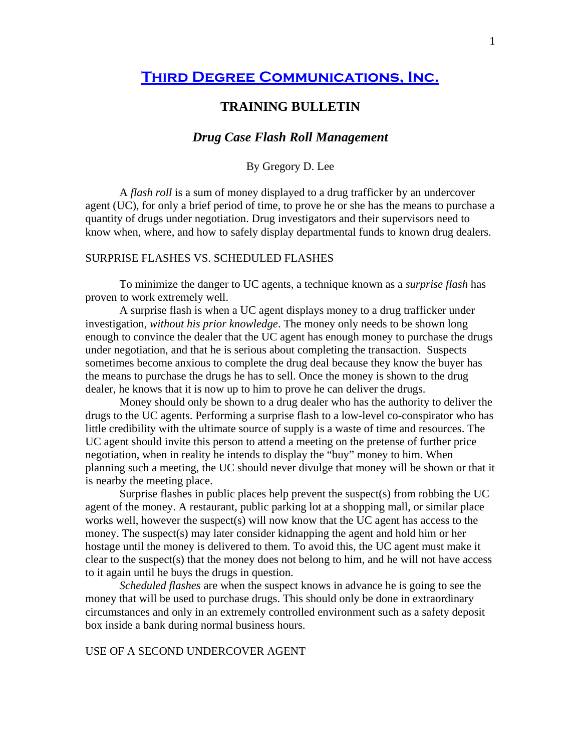# [Third Degree Communications, Inc.]

## TRAINING BULLETIN

### *Drug Case Flash Roll Management*

By Gregory D. Lee

A *flash roll* is a sum of money displayed to a drug trafficker by an undercover agent (UC), for only a brief period of time, to prove he or she has the means to purchase a quantity of drugs under negotiation. Drug investigators and their supervisors need to know when, where, and how to safely display departmental funds to known drug dealers.

SURPRISE FLASHES VS. SCHEDULED FLASHES

To minimize the danger to UC agents, a technique known as a *surprise flash* has proven to work extremely well.

A surprise flash is when a UC agent displays money to a drug trafficker under investigation, *without his prior knowledge*. The money only needs to be shown long enough to convince the dealer that the UC agent has enough money to purchase the drugs under negotiation, and that he is serious about completing the transaction. Suspects sometimes become anxious to complete the drug deal because they know the buyer has the means to purchase the drugs he has to sell. Once the money is shown to the drug dealer, he knows that it is now up to him to prove he can deliver the drugs.

Money should only be shown to a drug dealer who has the authority to deliver the drugs to the UC agents. Performing a surprise flash to a low-level co-conspirator who has little credibility with the ultimate source of supply is a waste of time and resources. The UC agent should invite this person to attend a meeting on the pretense of further price negotiation, when in reality he intends to display the "buy" money to him. When planning such a meeting, the UC should never divulge that money will be shown or that it is nearby the meeting place.

Surprise flashes in public places help prevent the suspect(s) from robbing the UC agent of the money. A restaurant, public parking lot at a shopping mall, or similar place works well, however the suspect(s) will now know that the UC agent has access to the money. The suspect(s) may later consider kidnapping the agent and hold him or her hostage until the money is delivered to them. To avoid this, the UC agent must make it clear to the suspect(s) that the money does not belong to him, and he will not have access to it again until he buys the drugs in question.

*Scheduled flashes* are when the suspect knows in advance he is going to see the money that will be used to purchase drugs. This should only be done in extraordinary circumstances and only in an extremely controlled environment such as a safety deposit box inside a bank during normal business hours.

USE OF A SECOND UNDERCOVER AGENT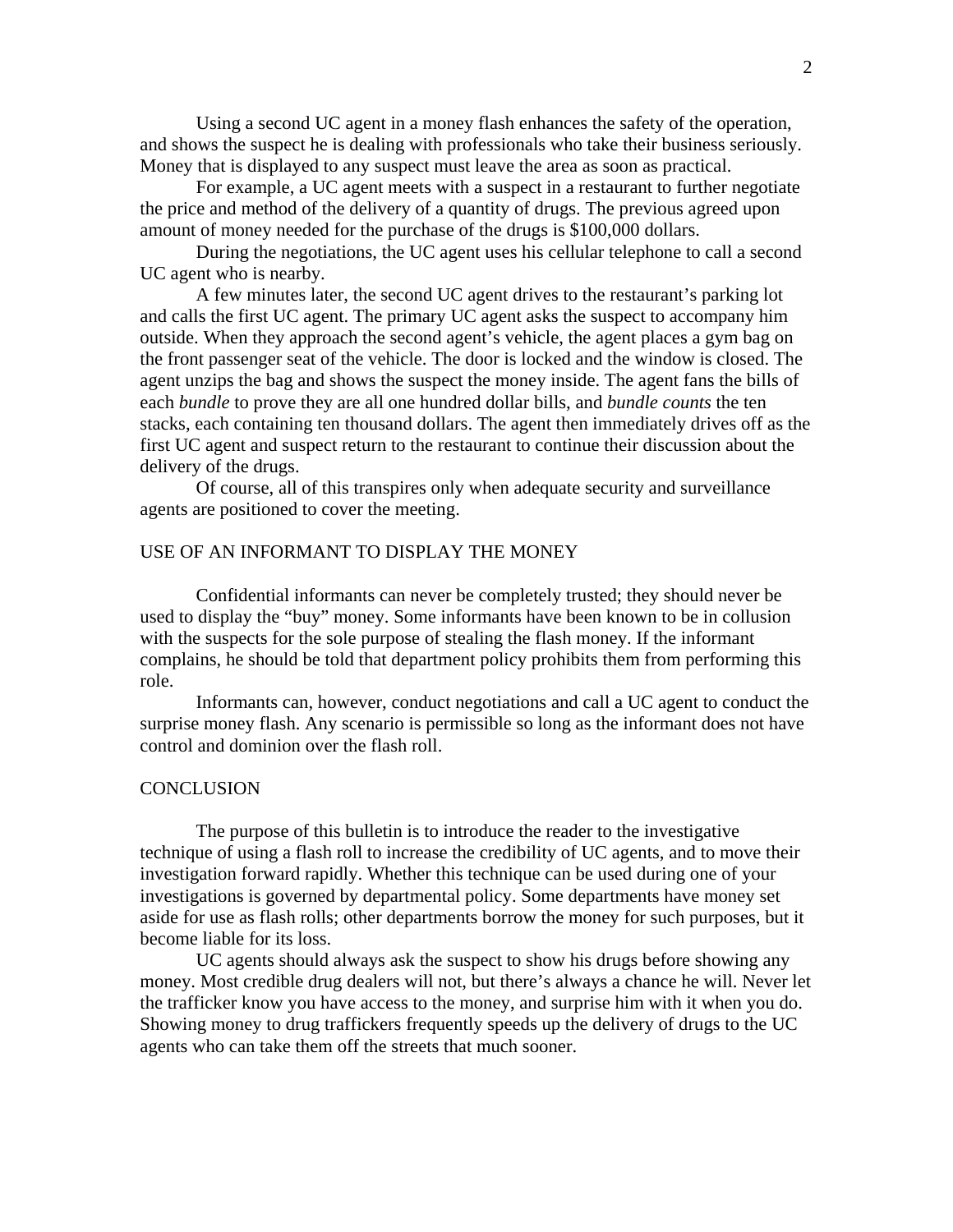Using a second UC agent in a money flash enhances the safety of the operation, and shows the suspect he is dealing with professionals who take their business seriously. Money that is displayed to any suspect must leave the area as soon as practical.

For example, a UC agent meets with a suspect in a restaurant to further negotiate the price and method of the delivery of a quantity of drugs. The previous agreed upon amount of money needed for the purchase of the drugs is $100,000 dollars.

During the negotiations, the UC agent uses his cellular telephone to call a second UC agent who is nearby.

A few minutes later, the second UC agent drives to the restaurant's parking lot and calls the first UC agent. The primary UC agent asks the suspect to accompany him outside. When they approach the second agent's vehicle, the agent places a gym bag on the front passenger seat of the vehicle. The door is locked and the window is closed. The agent unzips the bag and shows the suspect the money inside. The agent fans the bills of each *bundle* to prove they are all one hundred dollar bills, and *bundle counts* the ten stacks, each containing ten thousand dollars. The agent then immediately drives off as the first UC agent and suspect return to the restaurant to continue their discussion about the delivery of the drugs.

Of course, all of this transpires only when adequate security and surveillance agents are positioned to cover the meeting.

## USE OF AN INFORMANT TO DISPLAY THE MONEY

Confidential informants can never be completely trusted; they should never be used to display the "buy" money. Some informants have been known to be in collusion with the suspects for the sole purpose of stealing the flash money. If the informant complains, he should be told that department policy prohibits them from performing this role.

Informants can, however, conduct negotiations and call a UC agent to conduct the surprise money flash. Any scenario is permissible so long as the informant does not have control and dominion over the flash roll.

## CONCLUSION

The purpose of this bulletin is to introduce the reader to the investigative technique of using a flash roll to increase the credibility of UC agents, and to move their investigation forward rapidly. Whether this technique can be used during one of your investigations is governed by departmental policy. Some departments have money set aside for use as flash rolls; other departments borrow the money for such purposes, but it become liable for its loss.

UC agents should always ask the suspect to show his drugs before showing any money. Most credible drug dealers will not, but there's always a chance he will. Never let the trafficker know you have access to the money, and surprise him with it when you do. Showing money to drug traffickers frequently speeds up the delivery of drugs to the UC agents who can take them off the streets that much sooner.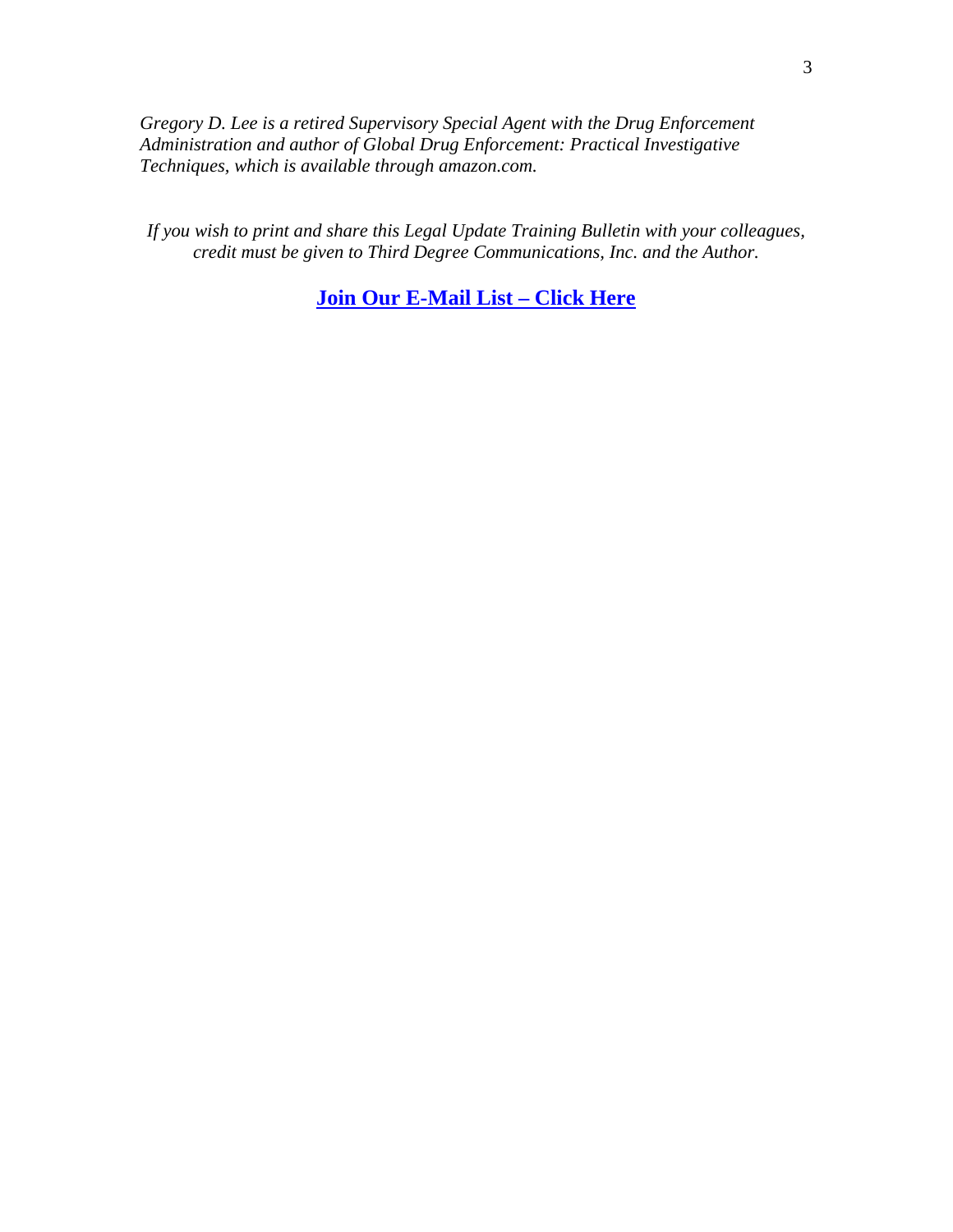*Gregory D. Lee is a retired Supervisory Special Agent with the Drug Enforcement Administration and author of Global Drug Enforcement: Practical Investigative Techniques, which is available through amazon.com.*

*If you wish to print and share this Legal Update Training Bulletin with your colleagues, credit must be given to Third Degree Communications, Inc. and the Author.*

**Join Our E-Mail List – Click Here**